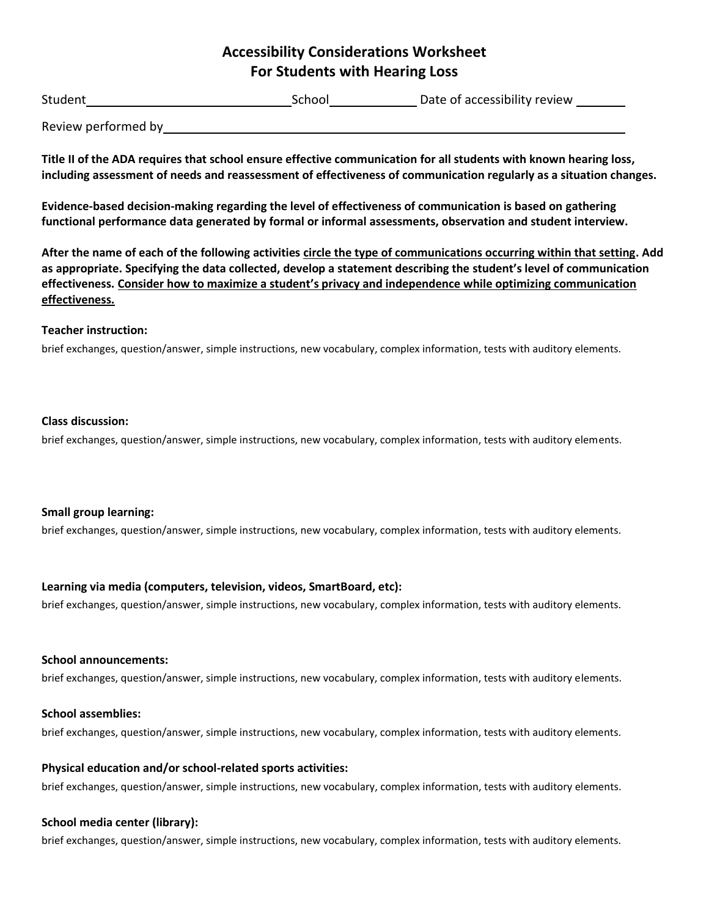# Accessibility Considerations Worksheet
# For Students with Hearing Loss

Student\_\_\_\_\_\_\_\_\_\_\_\_\_\_\_\_\_\_\_\_\_\_\_\_\_\_\_\_\_\_ School\_\_\_\_\_\_\_\_\_\_\_\_ Date of accessibility review \_\_\_\_\_\_\_

Review performed by\_\_\_\_\_\_\_\_\_\_\_\_\_\_\_\_\_\_\_\_\_\_\_\_\_\_\_\_\_\_\_\_\_\_\_\_\_\_\_\_\_\_\_\_\_\_\_\_\_\_\_\_\_\_\_\_\_\_\_\_\_\_\_\_

**Title II of the ADA requires that school ensure effective communication for all students with known hearing loss, including assessment of needs and reassessment of effectiveness of communication regularly as a situation changes.**

**Evidence-based decision-making regarding the level of effectiveness of communication is based on gathering functional performance data generated by formal or informal assessments, observation and student interview.**

**After the name of each of the following activities <u>circle the type of communications occurring within that setting</u>. Add as appropriate. Specifying the data collected, develop a statement describing the student's level of communication effectiveness. <u>Consider how to maximize a student's privacy and independence while optimizing communication effectiveness.</u>**

**Teacher instruction:**

brief exchanges, question/answer, simple instructions, new vocabulary, complex information, tests with auditory elements.

**Class discussion:**

brief exchanges, question/answer, simple instructions, new vocabulary, complex information, tests with auditory elements.

**Small group learning:**

brief exchanges, question/answer, simple instructions, new vocabulary, complex information, tests with auditory elements.

**Learning via media (computers, television, videos, SmartBoard, etc):**

brief exchanges, question/answer, simple instructions, new vocabulary, complex information, tests with auditory elements.

**School announcements:**

brief exchanges, question/answer, simple instructions, new vocabulary, complex information, tests with auditory elements.

**School assemblies:**

brief exchanges, question/answer, simple instructions, new vocabulary, complex information, tests with auditory elements.

**Physical education and/or school-related sports activities:**

brief exchanges, question/answer, simple instructions, new vocabulary, complex information, tests with auditory elements.

**School media center (library):**

brief exchanges, question/answer, simple instructions, new vocabulary, complex information, tests with auditory elements.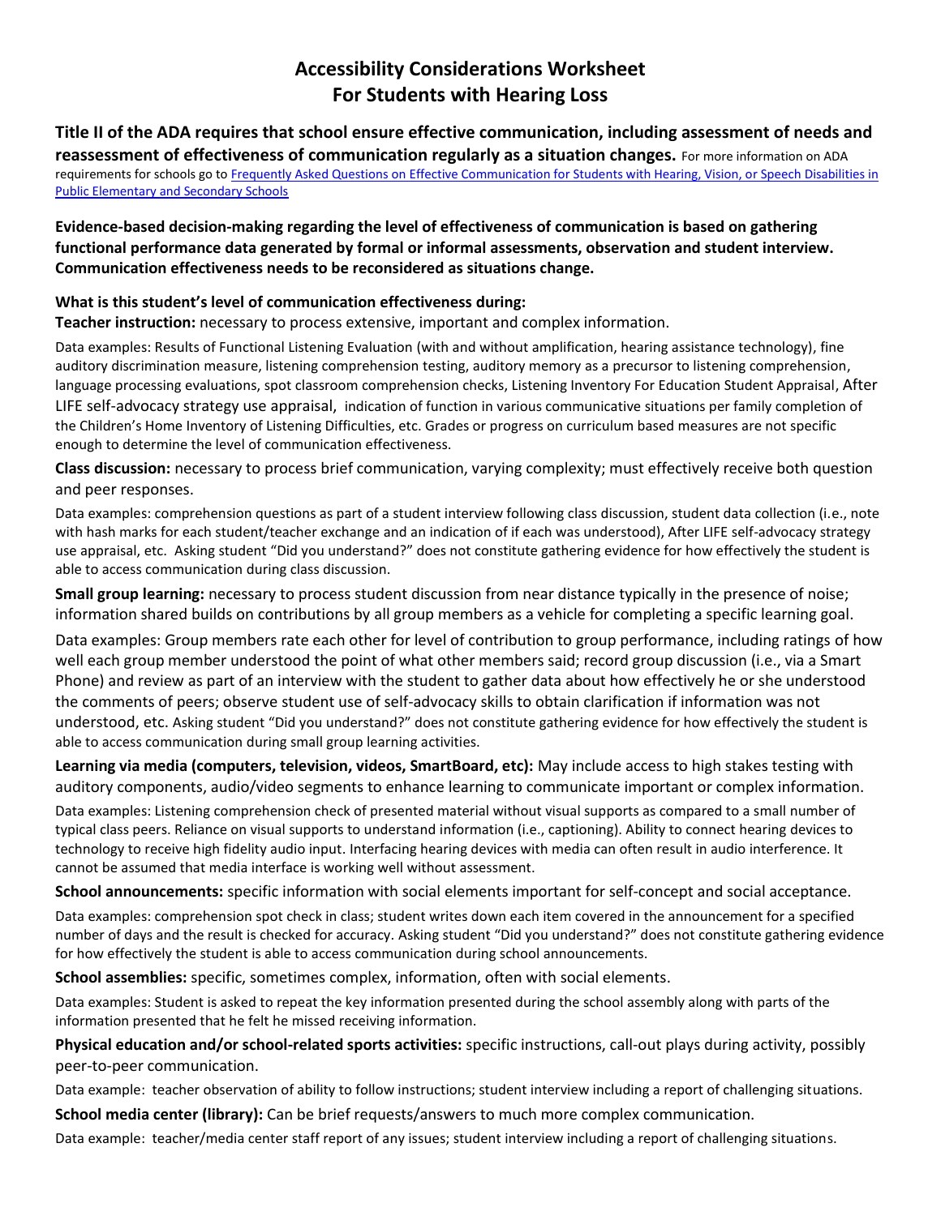# Accessibility Considerations Worksheet
# For Students with Hearing Loss

**Title II of the ADA requires that school ensure effective communication, including assessment of needs and reassessment of effectiveness of communication regularly as a situation changes.** For more information on ADA requirements for schools go to [Frequently Asked Questions on Effective Communication for Students with Hearing, Vision, or Speech Disabilities in Public Elementary and Secondary Schools]

**Evidence-based decision-making regarding the level of effectiveness of communication is based on gathering functional performance data generated by formal or informal assessments, observation and student interview. Communication effectiveness needs to be reconsidered as situations change.**

**What is this student's level of communication effectiveness during:**

**Teacher instruction:** necessary to process extensive, important and complex information.

Data examples: Results of Functional Listening Evaluation (with and without amplification, hearing assistance technology), fine auditory discrimination measure, listening comprehension testing, auditory memory as a precursor to listening comprehension, language processing evaluations, spot classroom comprehension checks, Listening Inventory For Education Student Appraisal, After LIFE self-advocacy strategy use appraisal, indication of function in various communicative situations per family completion of the Children's Home Inventory of Listening Difficulties, etc. Grades or progress on curriculum based measures are not specific enough to determine the level of communication effectiveness.

**Class discussion:** necessary to process brief communication, varying complexity; must effectively receive both question and peer responses.

Data examples: comprehension questions as part of a student interview following class discussion, student data collection (i.e., note with hash marks for each student/teacher exchange and an indication of if each was understood), After LIFE self-advocacy strategy use appraisal, etc. Asking student "Did you understand?" does not constitute gathering evidence for how effectively the student is able to access communication during class discussion.

**Small group learning:** necessary to process student discussion from near distance typically in the presence of noise; information shared builds on contributions by all group members as a vehicle for completing a specific learning goal.

Data examples: Group members rate each other for level of contribution to group performance, including ratings of how well each group member understood the point of what other members said; record group discussion (i.e., via a Smart Phone) and review as part of an interview with the student to gather data about how effectively he or she understood the comments of peers; observe student use of self-advocacy skills to obtain clarification if information was not understood, etc. Asking student "Did you understand?" does not constitute gathering evidence for how effectively the student is able to access communication during small group learning activities.

**Learning via media (computers, television, videos, SmartBoard, etc):** May include access to high stakes testing with auditory components, audio/video segments to enhance learning to communicate important or complex information.

Data examples: Listening comprehension check of presented material without visual supports as compared to a small number of typical class peers. Reliance on visual supports to understand information (i.e., captioning). Ability to connect hearing devices to technology to receive high fidelity audio input. Interfacing hearing devices with media can often result in audio interference. It cannot be assumed that media interface is working well without assessment.

**School announcements:** specific information with social elements important for self-concept and social acceptance.

Data examples: comprehension spot check in class; student writes down each item covered in the announcement for a specified number of days and the result is checked for accuracy. Asking student "Did you understand?" does not constitute gathering evidence for how effectively the student is able to access communication during school announcements.

**School assemblies:** specific, sometimes complex, information, often with social elements.

Data examples: Student is asked to repeat the key information presented during the school assembly along with parts of the information presented that he felt he missed receiving information.

**Physical education and/or school-related sports activities:** specific instructions, call-out plays during activity, possibly peer-to-peer communication.

Data example: teacher observation of ability to follow instructions; student interview including a report of challenging situations.

**School media center (library):** Can be brief requests/answers to much more complex communication.

Data example: teacher/media center staff report of any issues; student interview including a report of challenging situations.